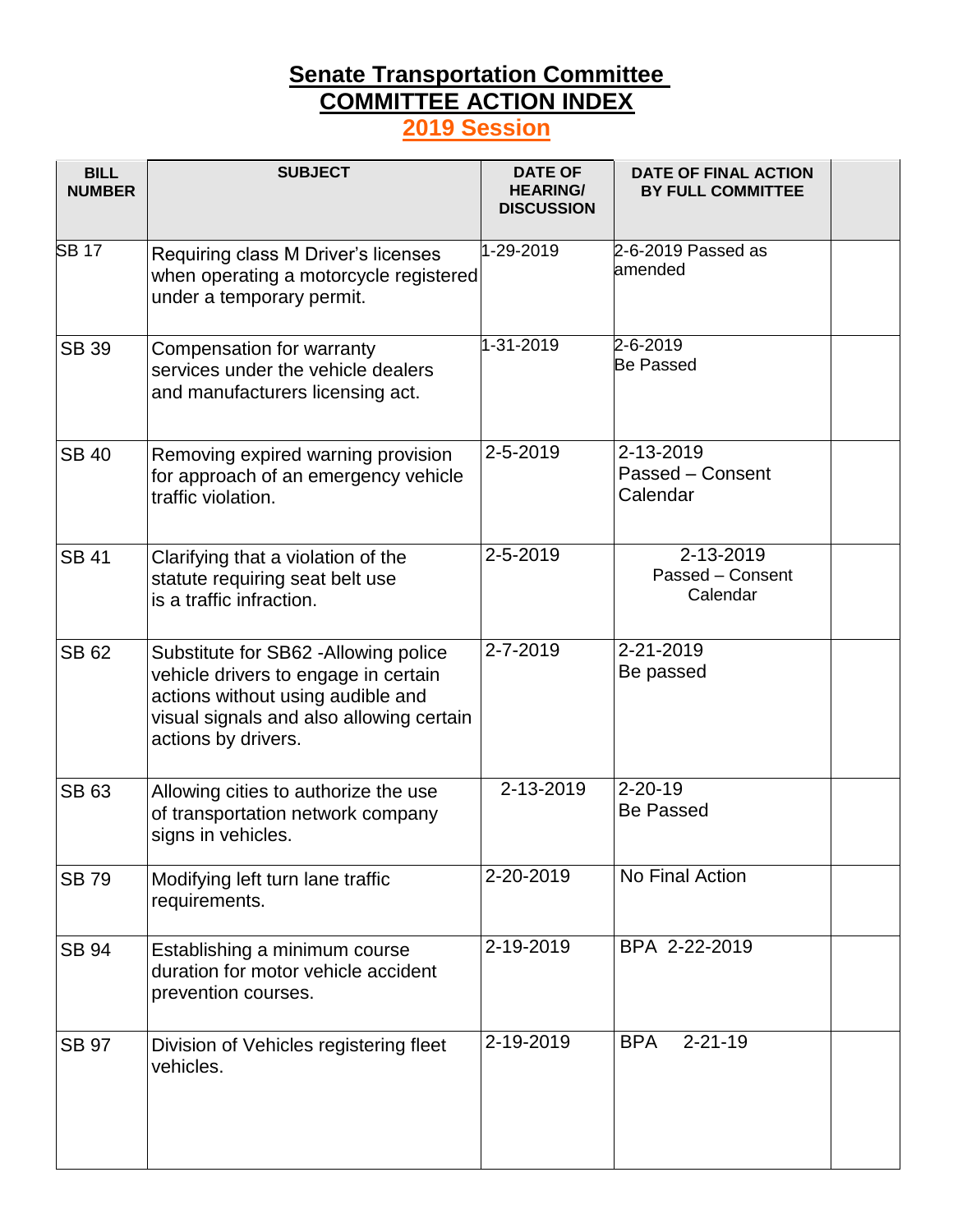# Senate Transportation Committee

## COMMITTEE ACTION INDEX

### 2019 Session

| BILL NUMBER | SUBJECT | DATE OF HEARING/ DISCUSSION | DATE OF FINAL ACTION BY FULL COMMITTEE | |
|---|---|---|---|---|
| SB 17 | Requiring class M Driver's licenses when operating a motorcycle registered under a temporary permit. | 1-29-2019 | 2-6-2019 Passed as amended | |
| SB 39 | Compensation for warranty services under the vehicle dealers and manufacturers licensing act. | 1-31-2019 | 2-6-2019 Be Passed | |
| SB 40 | Removing expired warning provision for approach of an emergency vehicle traffic violation. | 2-5-2019 | 2-13-2019 Passed – Consent Calendar | |
| SB 41 | Clarifying that a violation of the statute requiring seat belt use is a traffic infraction. | 2-5-2019 | 2-13-2019 Passed – Consent Calendar | |
| SB 62 | Substitute for SB62 -Allowing police vehicle drivers to engage in certain actions without using audible and visual signals and also allowing certain actions by drivers. | 2-7-2019 | 2-21-2019 Be passed | |
| SB 63 | Allowing cities to authorize the use of transportation network company signs in vehicles. | 2-13-2019 | 2-20-19 Be Passed | |
| SB 79 | Modifying left turn lane traffic requirements. | 2-20-2019 | No Final Action | |
| SB 94 | Establishing a minimum course duration for motor vehicle accident prevention courses. | 2-19-2019 | BPA 2-22-2019 | |
| SB 97 | Division of Vehicles registering fleet vehicles. | 2-19-2019 | BPA 2-21-19 | |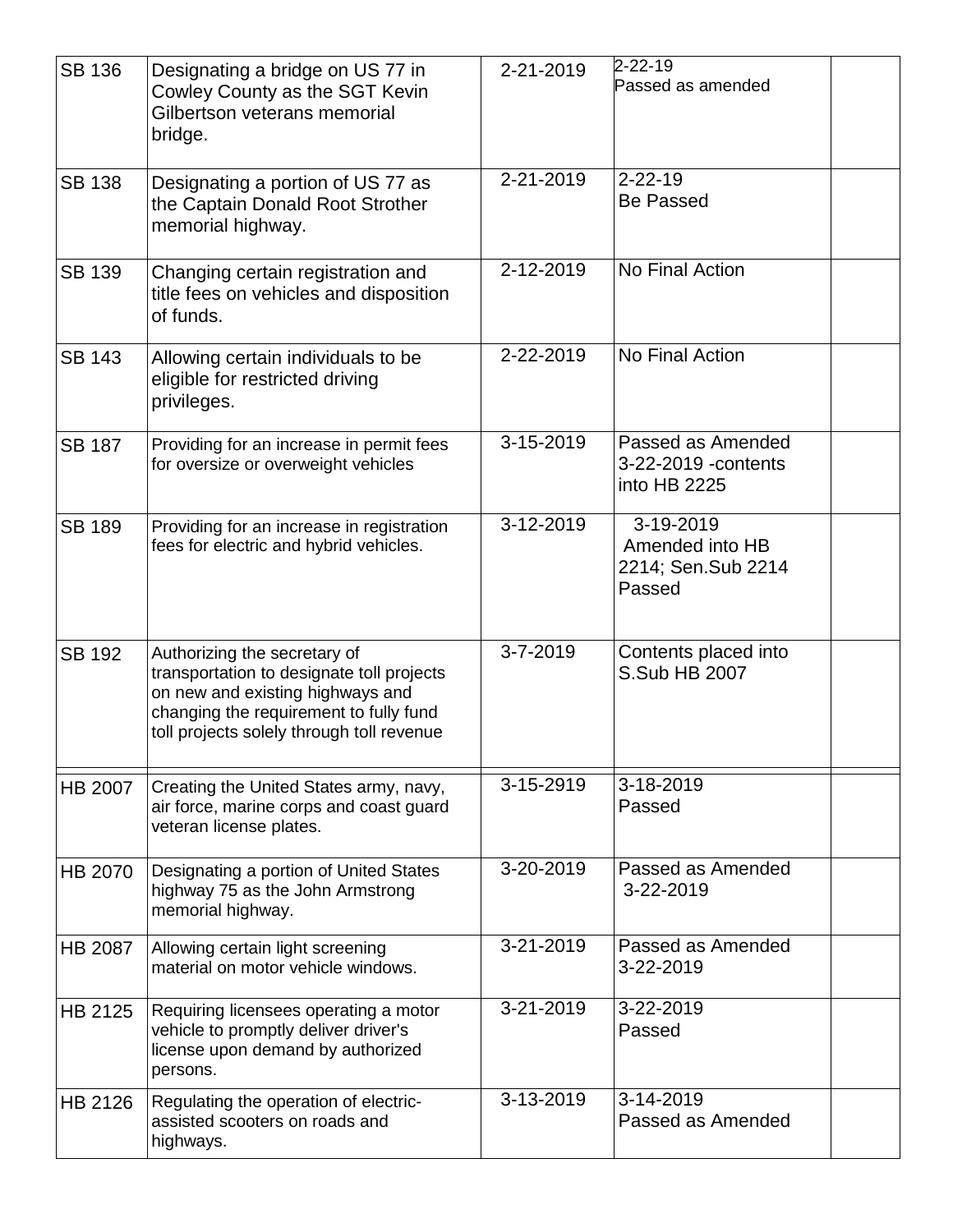| | | | | |
|---|---|---|---|---|
| SB 136 | Designating a bridge on US 77 in Cowley County as the SGT Kevin Gilbertson veterans memorial bridge. | 2-21-2019 | 2-22-19 Passed as amended | |
| SB 138 | Designating a portion of US 77 as the Captain Donald Root Strother memorial highway. | 2-21-2019 | 2-22-19 Be Passed | |
| SB 139 | Changing certain registration and title fees on vehicles and disposition of funds. | 2-12-2019 | No Final Action | |
| SB 143 | Allowing certain individuals to be eligible for restricted driving privileges. | 2-22-2019 | No Final Action | |
| SB 187 | Providing for an increase in permit fees for oversize or overweight vehicles | 3-15-2019 | Passed as Amended 3-22-2019 -contents into HB 2225 | |
| SB 189 | Providing for an increase in registration fees for electric and hybrid vehicles. | 3-12-2019 | 3-19-2019 Amended into HB 2214; Sen.Sub 2214 Passed | |
| SB 192 | Authorizing the secretary of transportation to designate toll projects on new and existing highways and changing the requirement to fully fund toll projects solely through toll revenue | 3-7-2019 | Contents placed into S.Sub HB 2007 | |
| HB 2007 | Creating the United States army, navy, air force, marine corps and coast guard veteran license plates. | 3-15-2919 | 3-18-2019 Passed | |
| HB 2070 | Designating a portion of United States highway 75 as the John Armstrong memorial highway. | 3-20-2019 | Passed as Amended 3-22-2019 | |
| HB 2087 | Allowing certain light screening material on motor vehicle windows. | 3-21-2019 | Passed as Amended 3-22-2019 | |
| HB 2125 | Requiring licensees operating a motor vehicle to promptly deliver driver's license upon demand by authorized persons. | 3-21-2019 | 3-22-2019 Passed | |
| HB 2126 | Regulating the operation of electric-assisted scooters on roads and highways. | 3-13-2019 | 3-14-2019 Passed as Amended | |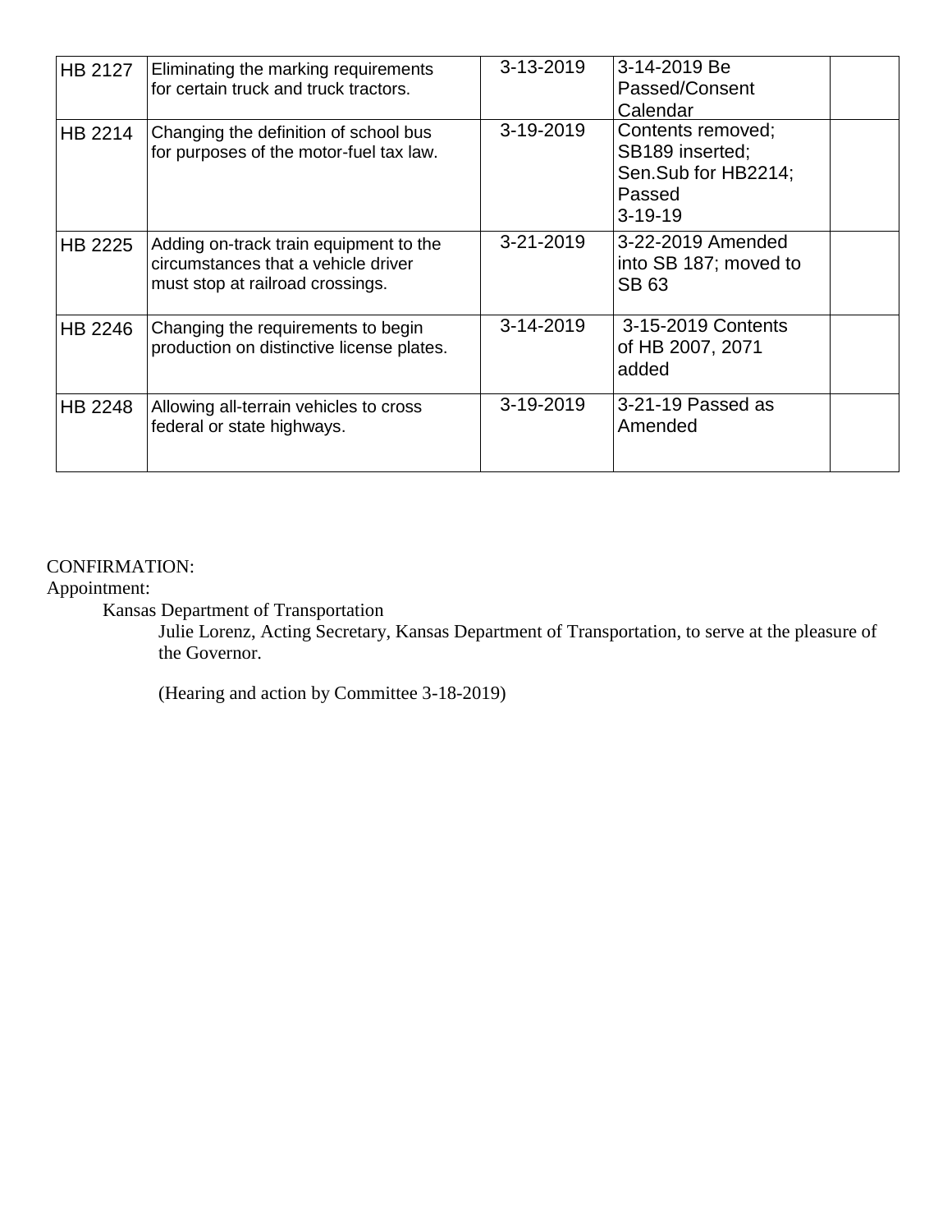| | | | | |
|---|---|---|---|---|
| HB 2127 | Eliminating the marking requirements for certain truck and truck tractors. | 3-13-2019 | 3-14-2019 Be Passed/Consent Calendar | |
| HB 2214 | Changing the definition of school bus for purposes of the motor-fuel tax law. | 3-19-2019 | Contents removed; SB189 inserted; Sen.Sub for HB2214; Passed 3-19-19 | |
| HB 2225 | Adding on-track train equipment to the circumstances that a vehicle driver must stop at railroad crossings. | 3-21-2019 | 3-22-2019 Amended into SB 187; moved to SB 63 | |
| HB 2246 | Changing the requirements to begin production on distinctive license plates. | 3-14-2019 | 3-15-2019 Contents of HB 2007, 2071 added | |
| HB 2248 | Allowing all-terrain vehicles to cross federal or state highways. | 3-19-2019 | 3-21-19 Passed as Amended | |

CONFIRMATION:

Appointment:

Kansas Department of Transportation

Julie Lorenz, Acting Secretary, Kansas Department of Transportation, to serve at the pleasure of the Governor.

(Hearing and action by Committee 3-18-2019)